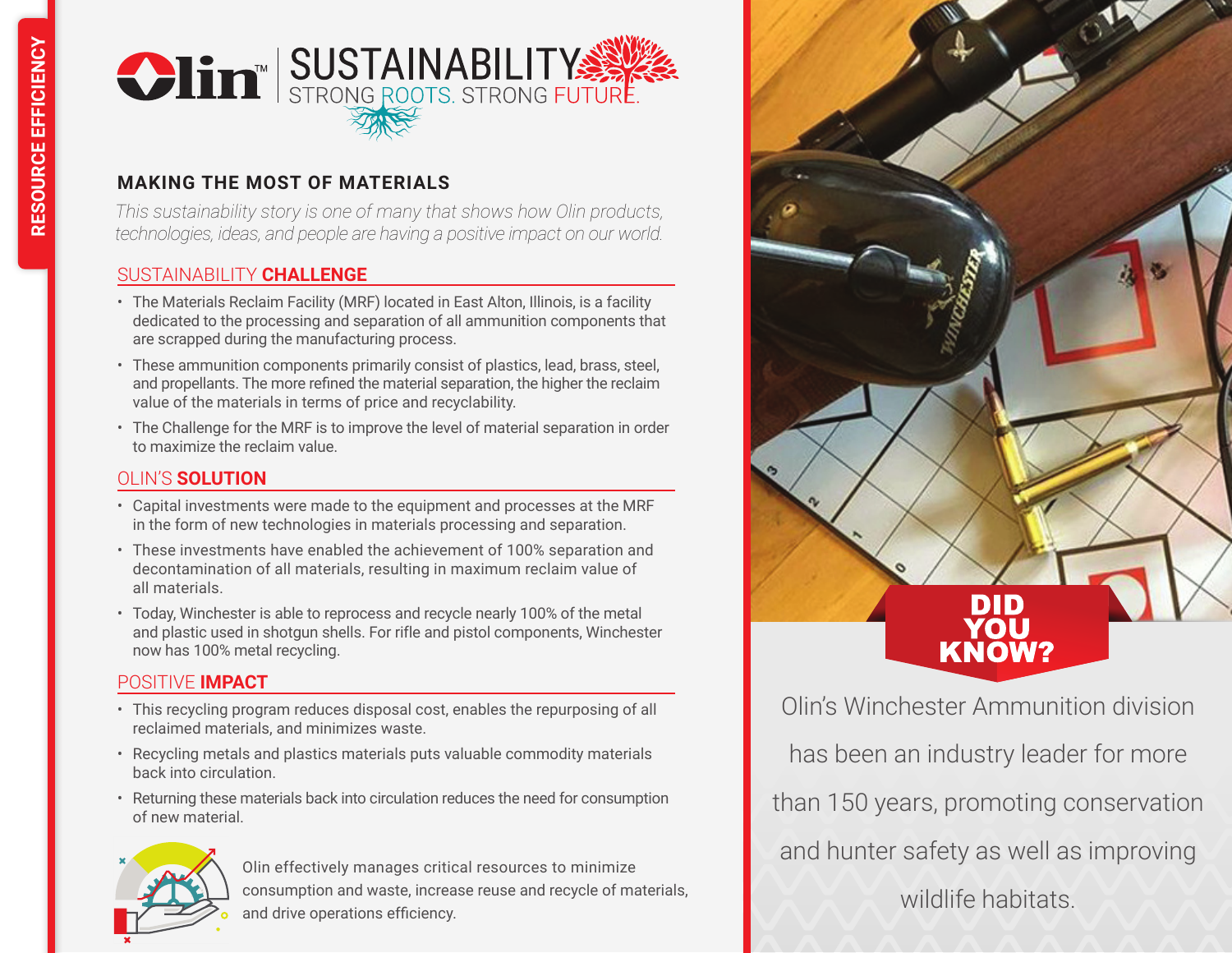RESOURCE EFFICIENCY

Olin™ | SUSTAINABILITY

STRONG ROOTS. STRONG FUTURE.

## MAKING THE MOST OF MATERIALS

*This sustainability story is one of many that shows how Olin products, technologies, ideas, and people are having a positive impact on our world.*

### SUSTAINABILITY **CHALLENGE**

- The Materials Reclaim Facility (MRF) located in East Alton, Illinois, is a facility dedicated to the processing and separation of all ammunition components that are scrapped during the manufacturing process.
- These ammunition components primarily consist of plastics, lead, brass, steel, and propellants. The more refined the material separation, the higher the reclaim value of the materials in terms of price and recyclability.
- The Challenge for the MRF is to improve the level of material separation in order to maximize the reclaim value.

### OLIN'S **SOLUTION**

- Capital investments were made to the equipment and processes at the MRF in the form of new technologies in materials processing and separation.
- These investments have enabled the achievement of 100% separation and decontamination of all materials, resulting in maximum reclaim value of all materials.
- Today, Winchester is able to reprocess and recycle nearly 100% of the metal and plastic used in shotgun shells. For rifle and pistol components, Winchester now has 100% metal recycling.

### POSITIVE **IMPACT**

- This recycling program reduces disposal cost, enables the repurposing of all reclaimed materials, and minimizes waste.
- Recycling metals and plastics materials puts valuable commodity materials back into circulation.
- Returning these materials back into circulation reduces the need for consumption of new material.

Olin effectively manages critical resources to minimize consumption and waste, increase reuse and recycle of materials, and drive operations efficiency.

## DID YOU KNOW?

Olin's Winchester Ammunition division has been an industry leader for more than 150 years, promoting conservation and hunter safety as well as improving wildlife habitats.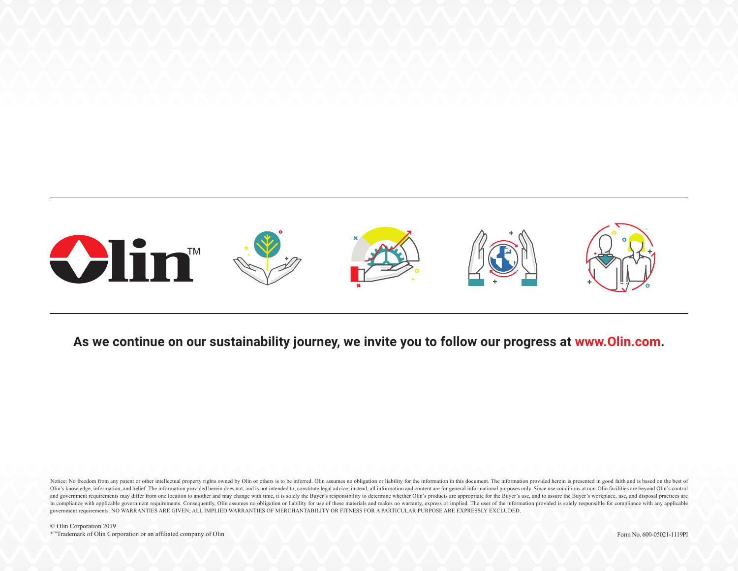Olin™

**As we continue on our sustainability journey, we invite you to follow our progress at www.Olin.com.**

Notice: No freedom from any patent or other intellectual property rights owned by Olin or others is to be inferred. Olin assumes no obligation or liability for the information in this document. The information provided herein is presented in good faith and is based on the best of Olin's knowledge, information, and belief. The information provided herein does not, and is not intended to, constitute legal advice; instead, all information and content are for general informational purposes only. Since use conditions at non-Olin facilities are beyond Olin's control and government requirements may differ from one location to another and may change with time, it is solely the Buyer's responsibility to determine whether Olin's products are appropriate for the Buyer's use, and to assure the Buyer's workplace, use, and disposal practices are in compliance with applicable government requirements. Consequently, Olin assumes no obligation or liability for use of these materials and makes no warranty, express or implied. The user of the information provided is solely responsible for compliance with any applicable government requirements. NO WARRANTIES ARE GIVEN; ALL IMPLIED WARRANTIES OF MERCHANTABILITY OR FITNESS FOR A PARTICULAR PURPOSE ARE EXPRESSLY EXCLUDED.

© Olin Corporation 2019

®™Trademark of Olin Corporation or an affiliated company of Olin

Form No. 600-05021-1119PI